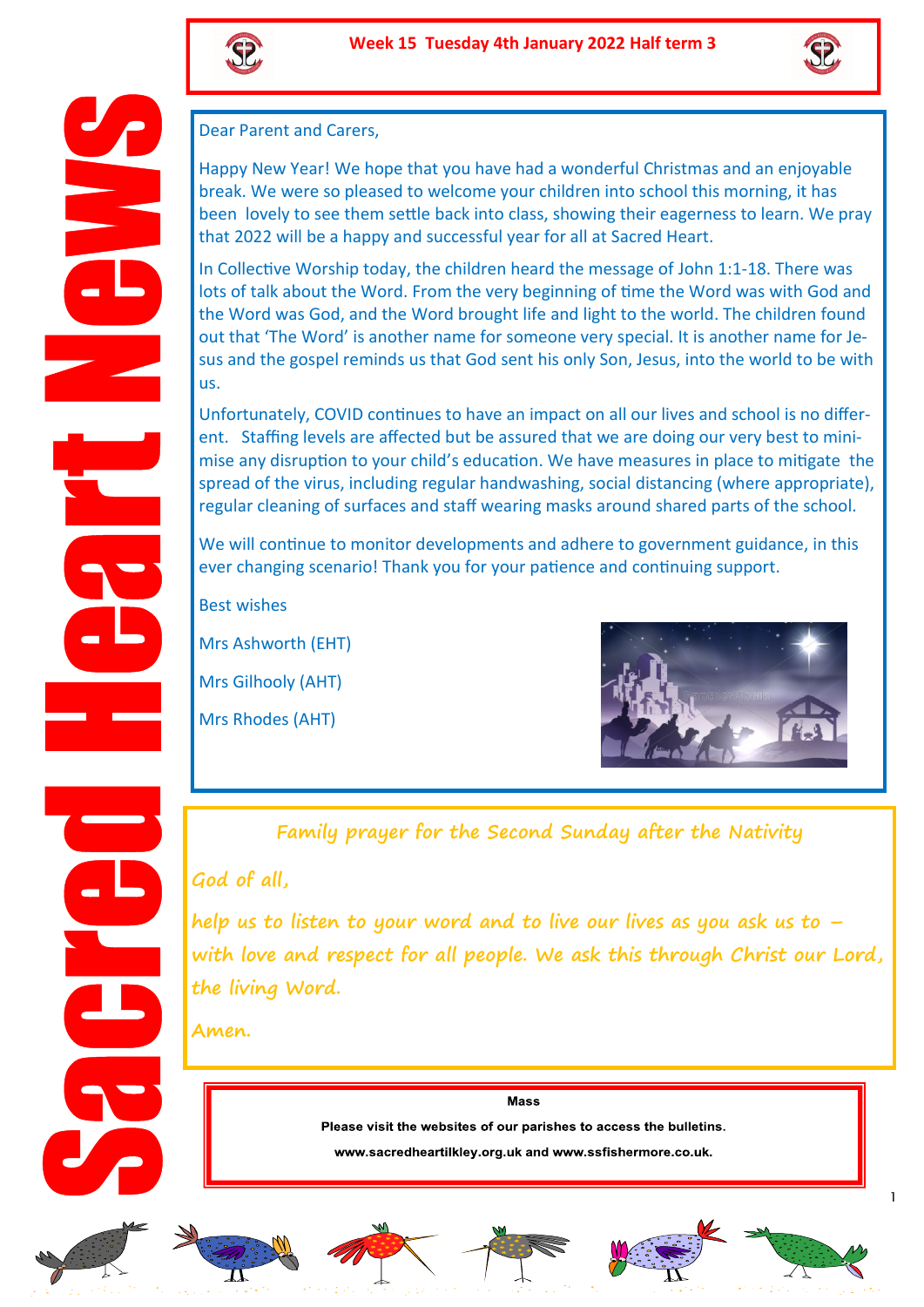# Sacred Heart News

**Week 15 Tuesday 4th January 2022 Half term 3**

Dear Parent and Carers,

Happy New Year! We hope that you have had a wonderful Christmas and an enjoyable break. We were so pleased to welcome your children into school this morning, it has been lovely to see them settle back into class, showing their eagerness to learn. We pray that 2022 will be a happy and successful year for all at Sacred Heart.

In Collective Worship today, the children heard the message of John 1:1-18. There was lots of talk about the Word. From the very beginning of time the Word was with God and the Word was God, and the Word brought life and light to the world. The children found out that 'The Word' is another name for someone very special. It is another name for Jesus and the gospel reminds us that God sent his only Son, Jesus, into the world to be with us.

Unfortunately, COVID continues to have an impact on all our lives and school is no different. Staffing levels are affected but be assured that we are doing our very best to minimise any disruption to your child's education. We have measures in place to mitigate the spread of the virus, including regular handwashing, social distancing (where appropriate), regular cleaning of surfaces and staff wearing masks around shared parts of the school.

We will continue to monitor developments and adhere to government guidance, in this ever changing scenario! Thank you for your patience and continuing support.

Best wishes

Mrs Ashworth (EHT)

Mrs Gilhooly (AHT)

Mrs Rhodes (AHT)

## *Family prayer for the Second Sunday after the Nativity*

*God of all,*

*help us to listen to your word and to live our lives as you ask us to – with love and respect for all people. We ask this through Christ our Lord, the living Word.*

*Amen.*

**Mass**

**Please visit the websites of our parishes to access the bulletins.**

**www.sacredheartilkley.org.uk and www.ssfishermore.co.uk.**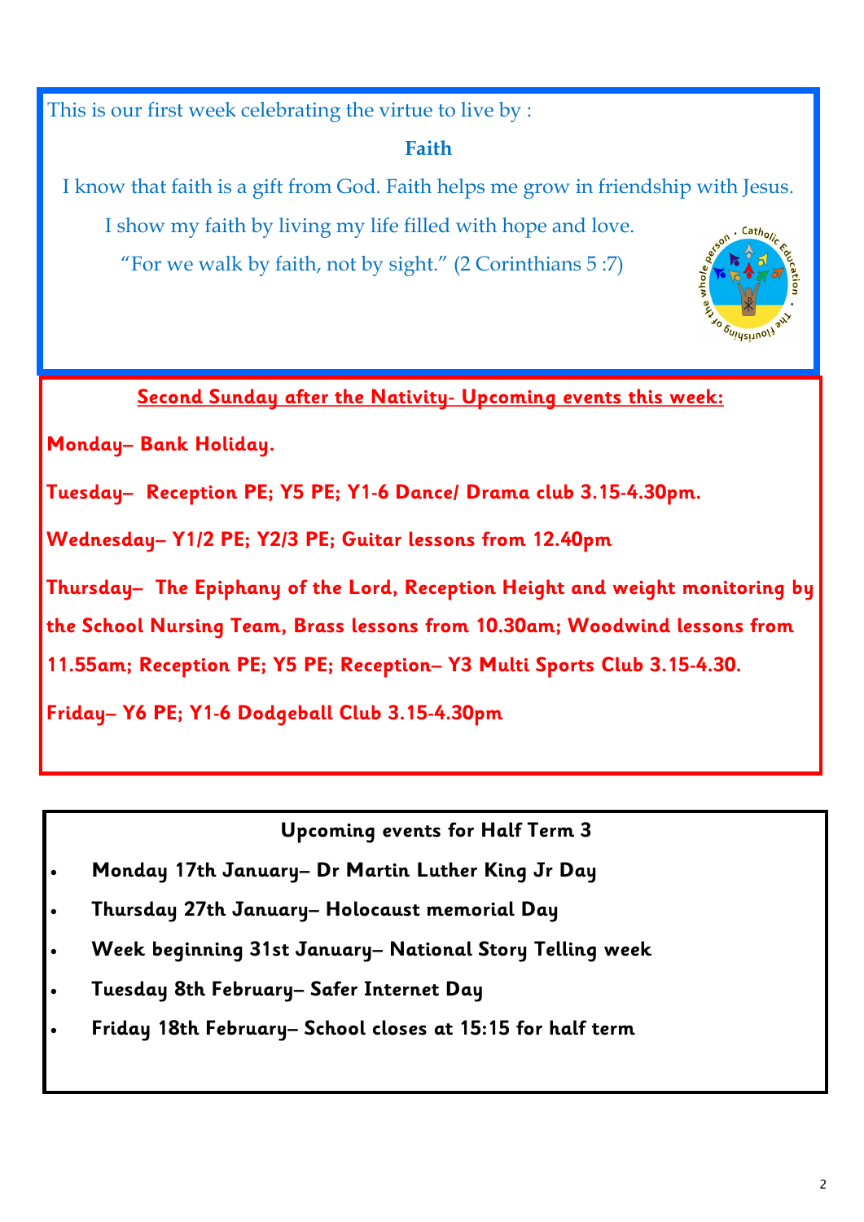This is our first week celebrating the virtue to live by :

**Faith**

I know that faith is a gift from God. Faith helps me grow in friendship with Jesus.

I show my faith by living my life filled with hope and love.

"For we walk by faith, not by sight." (2 Corinthians 5 :7)

## Second Sunday after the Nativity- Upcoming events this week:

**Monday– Bank Holiday.**

**Tuesday– Reception PE; Y5 PE; Y1-6 Dance/ Drama club 3.15-4.30pm.**

**Wednesday– Y1/2 PE; Y2/3 PE; Guitar lessons from 12.40pm**

**Thursday– The Epiphany of the Lord, Reception Height and weight monitoring by the School Nursing Team, Brass lessons from 10.30am; Woodwind lessons from 11.55am; Reception PE; Y5 PE; Reception– Y3 Multi Sports Club 3.15-4.30.**

**Friday– Y6 PE; Y1-6 Dodgeball Club 3.15-4.30pm**

## Upcoming events for Half Term 3

- **Monday 17th January– Dr Martin Luther King Jr Day**
- **Thursday 27th January– Holocaust memorial Day**
- **Week beginning 31st January– National Story Telling week**
- **Tuesday 8th February– Safer Internet Day**
- **Friday 18th February– School closes at 15:15 for half term**